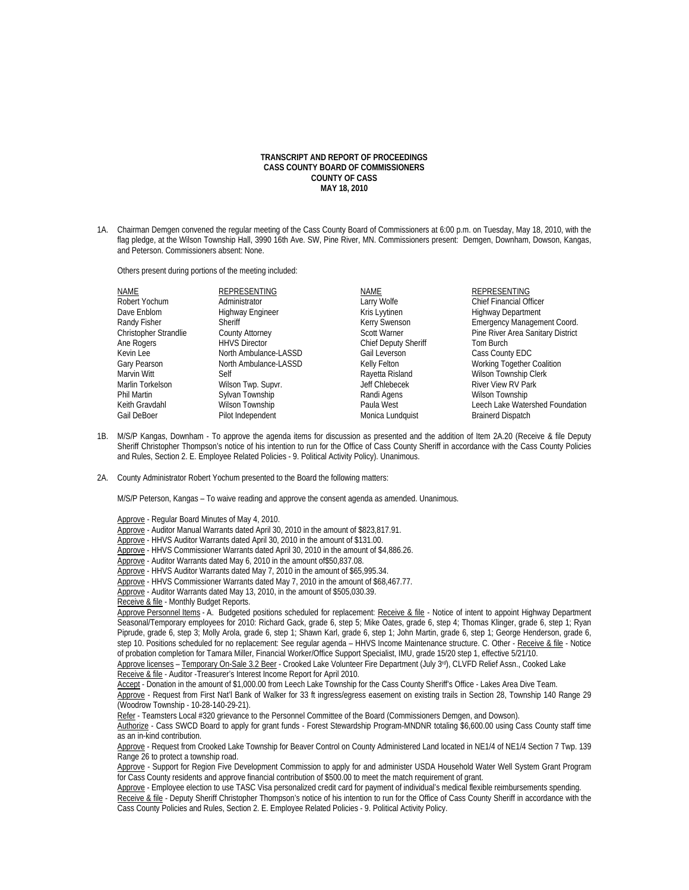**TRANSCRIPT AND REPORT OF PROCEEDINGS**
**CASS COUNTY BOARD OF COMMISSIONERS**
**COUNTY OF CASS**
**MAY 18, 2010**

1A. Chairman Demgen convened the regular meeting of the Cass County Board of Commissioners at 6:00 p.m. on Tuesday, May 18, 2010, with the flag pledge, at the Wilson Township Hall, 3990 16th Ave. SW, Pine River, MN. Commissioners present: Demgen, Downham, Dowson, Kangas, and Peterson. Commissioners absent: None.

Others present during portions of the meeting included:

| NAME | REPRESENTING | NAME | REPRESENTING |
|---|---|---|---|
| Robert Yochum | Administrator | Larry Wolfe | Chief Financial Officer |
| Dave Enblom | Highway Engineer | Kris Lyytinen | Highway Department |
| Randy Fisher | Sheriff | Kerry Swenson | Emergency Management Coord. |
| Christopher Strandlie | County Attorney | Scott Warner | Pine River Area Sanitary District |
| Ane Rogers | HHVS Director | Chief Deputy Sheriff | Tom Burch |
| Kevin Lee | North Ambulance-LASSD | Gail Leverson | Cass County EDC |
| Gary Pearson | North Ambulance-LASSD | Kelly Felton | Working Together Coalition |
| Marvin Witt | Self | Rayetta Risland | Wilson Township Clerk |
| Marlin Torkelson | Wilson Twp. Supvr. | Jeff Chlebecek | River View RV Park |
| Phil Martin | Sylvan Township | Randi Agens | Wilson Township |
| Keith Gravdahl | Wilson Township | Paula West | Leech Lake Watershed Foundation |
| Gail DeBoer | Pilot Independent | Monica Lundquist | Brainerd Dispatch |

1B. M/S/P Kangas, Downham - To approve the agenda items for discussion as presented and the addition of Item 2A.20 (Receive & file Deputy Sheriff Christopher Thompson's notice of his intention to run for the Office of Cass County Sheriff in accordance with the Cass County Policies and Rules, Section 2. E. Employee Related Policies - 9. Political Activity Policy). Unanimous.

2A. County Administrator Robert Yochum presented to the Board the following matters:

M/S/P Peterson, Kangas – To waive reading and approve the consent agenda as amended. Unanimous.

Approve - Regular Board Minutes of May 4, 2010.
Approve - Auditor Manual Warrants dated April 30, 2010 in the amount of $823,817.91.
Approve - HHVS Auditor Warrants dated April 30, 2010 in the amount of $131.00.
Approve - HHVS Commissioner Warrants dated April 30, 2010 in the amount of $4,886.26.
Approve - Auditor Warrants dated May 6, 2010 in the amount of$50,837.08.
Approve - HHVS Auditor Warrants dated May 7, 2010 in the amount of $65,995.34.
Approve - HHVS Commissioner Warrants dated May 7, 2010 in the amount of $68,467.77.
Approve - Auditor Warrants dated May 13, 2010, in the amount of $505,030.39.
Receive & file - Monthly Budget Reports.
Approve Personnel Items - A. Budgeted positions scheduled for replacement: Receive & file - Notice of intent to appoint Highway Department Seasonal/Temporary employees for 2010: Richard Gack, grade 6, step 5; Mike Oates, grade 6, step 4; Thomas Klinger, grade 6, step 1; Ryan Piprude, grade 6, step 3; Molly Arola, grade 6, step 1; Shawn Karl, grade 6, step 1; John Martin, grade 6, step 1; George Henderson, grade 6, step 10. Positions scheduled for no replacement: See regular agenda – HHVS Income Maintenance structure. C. Other - Receive & file - Notice of probation completion for Tamara Miller, Financial Worker/Office Support Specialist, IMU, grade 15/20 step 1, effective 5/21/10.
Approve licenses – Temporary On-Sale 3.2 Beer - Crooked Lake Volunteer Fire Department (July 3rd), CLVFD Relief Assn., Cooked Lake
Receive & file - Auditor -Treasurer's Interest Income Report for April 2010.
Accept - Donation in the amount of $1,000.00 from Leech Lake Township for the Cass County Sheriff's Office - Lakes Area Dive Team.
Approve - Request from First Nat'l Bank of Walker for 33 ft ingress/egress easement on existing trails in Section 28, Township 140 Range 29 (Woodrow Township - 10-28-140-29-21).
Refer - Teamsters Local #320 grievance to the Personnel Committee of the Board (Commissioners Demgen, and Dowson).
Authorize - Cass SWCD Board to apply for grant funds - Forest Stewardship Program-MNDNR totaling $6,600.00 using Cass County staff time as an in-kind contribution.
Approve - Request from Crooked Lake Township for Beaver Control on County Administered Land located in NE1/4 of NE1/4 Section 7 Twp. 139 Range 26 to protect a township road.
Approve - Support for Region Five Development Commission to apply for and administer USDA Household Water Well System Grant Program for Cass County residents and approve financial contribution of $500.00 to meet the match requirement of grant.
Approve - Employee election to use TASC Visa personalized credit card for payment of individual's medical flexible reimbursements spending.
Receive & file - Deputy Sheriff Christopher Thompson's notice of his intention to run for the Office of Cass County Sheriff in accordance with the Cass County Policies and Rules, Section 2. E. Employee Related Policies - 9. Political Activity Policy.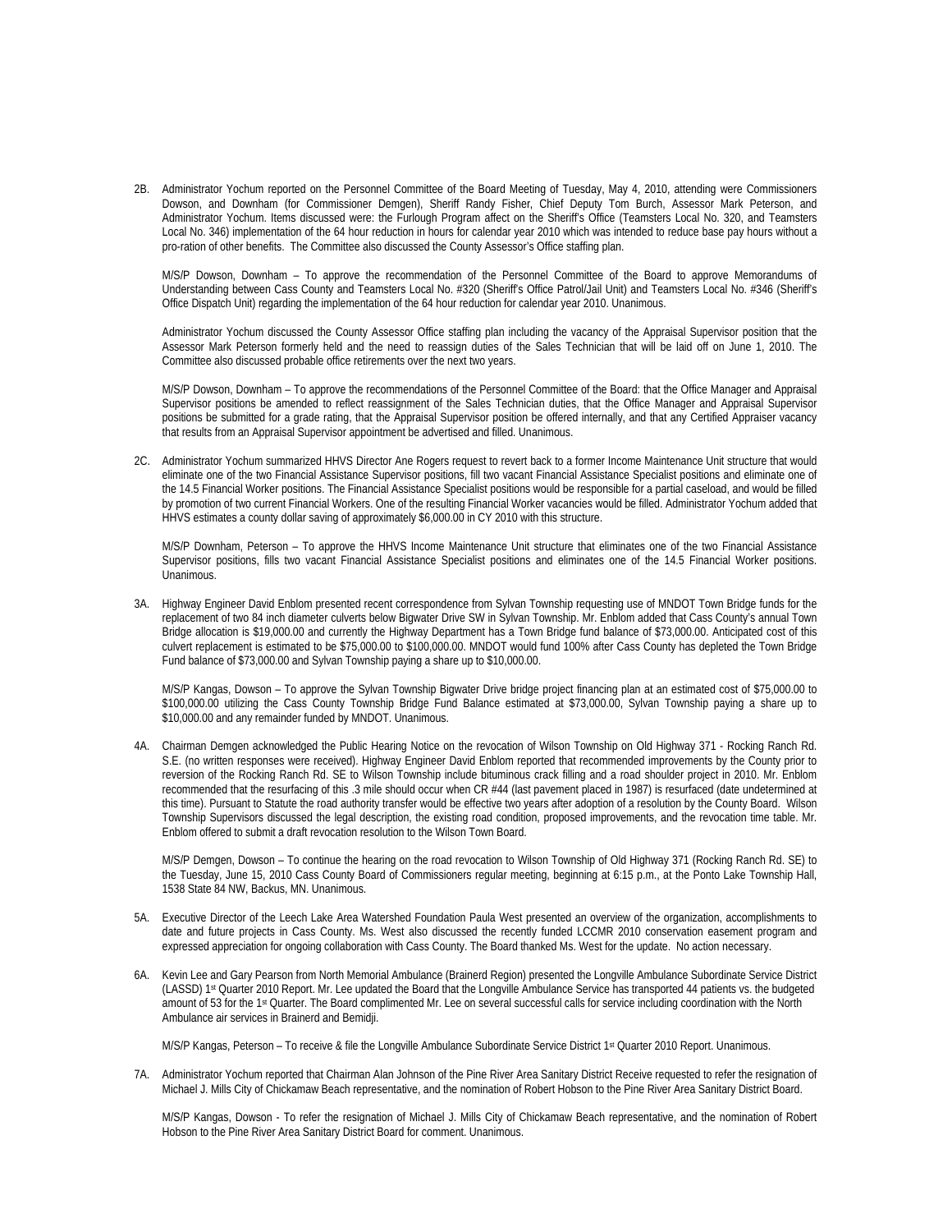2B. Administrator Yochum reported on the Personnel Committee of the Board Meeting of Tuesday, May 4, 2010, attending were Commissioners Dowson, and Downham (for Commissioner Demgen), Sheriff Randy Fisher, Chief Deputy Tom Burch, Assessor Mark Peterson, and Administrator Yochum. Items discussed were: the Furlough Program affect on the Sheriff's Office (Teamsters Local No. 320, and Teamsters Local No. 346) implementation of the 64 hour reduction in hours for calendar year 2010 which was intended to reduce base pay hours without a pro-ration of other benefits. The Committee also discussed the County Assessor's Office staffing plan.

M/S/P Dowson, Downham – To approve the recommendation of the Personnel Committee of the Board to approve Memorandums of Understanding between Cass County and Teamsters Local No. #320 (Sheriff's Office Patrol/Jail Unit) and Teamsters Local No. #346 (Sheriff's Office Dispatch Unit) regarding the implementation of the 64 hour reduction for calendar year 2010. Unanimous.

Administrator Yochum discussed the County Assessor Office staffing plan including the vacancy of the Appraisal Supervisor position that the Assessor Mark Peterson formerly held and the need to reassign duties of the Sales Technician that will be laid off on June 1, 2010. The Committee also discussed probable office retirements over the next two years.

M/S/P Dowson, Downham – To approve the recommendations of the Personnel Committee of the Board: that the Office Manager and Appraisal Supervisor positions be amended to reflect reassignment of the Sales Technician duties, that the Office Manager and Appraisal Supervisor positions be submitted for a grade rating, that the Appraisal Supervisor position be offered internally, and that any Certified Appraiser vacancy that results from an Appraisal Supervisor appointment be advertised and filled. Unanimous.

2C. Administrator Yochum summarized HHVS Director Ane Rogers request to revert back to a former Income Maintenance Unit structure that would eliminate one of the two Financial Assistance Supervisor positions, fill two vacant Financial Assistance Specialist positions and eliminate one of the 14.5 Financial Worker positions. The Financial Assistance Specialist positions would be responsible for a partial caseload, and would be filled by promotion of two current Financial Workers. One of the resulting Financial Worker vacancies would be filled. Administrator Yochum added that HHVS estimates a county dollar saving of approximately $6,000.00 in CY 2010 with this structure.

M/S/P Downham, Peterson – To approve the HHVS Income Maintenance Unit structure that eliminates one of the two Financial Assistance Supervisor positions, fills two vacant Financial Assistance Specialist positions and eliminates one of the 14.5 Financial Worker positions. Unanimous.

3A. Highway Engineer David Enblom presented recent correspondence from Sylvan Township requesting use of MNDOT Town Bridge funds for the replacement of two 84 inch diameter culverts below Bigwater Drive SW in Sylvan Township. Mr. Enblom added that Cass County's annual Town Bridge allocation is $19,000.00 and currently the Highway Department has a Town Bridge fund balance of $73,000.00. Anticipated cost of this culvert replacement is estimated to be $75,000.00 to $100,000.00. MNDOT would fund 100% after Cass County has depleted the Town Bridge Fund balance of $73,000.00 and Sylvan Township paying a share up to $10,000.00.

M/S/P Kangas, Dowson – To approve the Sylvan Township Bigwater Drive bridge project financing plan at an estimated cost of $75,000.00 to $100,000.00 utilizing the Cass County Township Bridge Fund Balance estimated at $73,000.00, Sylvan Township paying a share up to $10,000.00 and any remainder funded by MNDOT. Unanimous.

4A. Chairman Demgen acknowledged the Public Hearing Notice on the revocation of Wilson Township on Old Highway 371 - Rocking Ranch Rd. S.E. (no written responses were received). Highway Engineer David Enblom reported that recommended improvements by the County prior to reversion of the Rocking Ranch Rd. SE to Wilson Township include bituminous crack filling and a road shoulder project in 2010. Mr. Enblom recommended that the resurfacing of this .3 mile should occur when CR #44 (last pavement placed in 1987) is resurfaced (date undetermined at this time). Pursuant to Statute the road authority transfer would be effective two years after adoption of a resolution by the County Board. Wilson Township Supervisors discussed the legal description, the existing road condition, proposed improvements, and the revocation time table. Mr. Enblom offered to submit a draft revocation resolution to the Wilson Town Board.

M/S/P Demgen, Dowson – To continue the hearing on the road revocation to Wilson Township of Old Highway 371 (Rocking Ranch Rd. SE) to the Tuesday, June 15, 2010 Cass County Board of Commissioners regular meeting, beginning at 6:15 p.m., at the Ponto Lake Township Hall, 1538 State 84 NW, Backus, MN. Unanimous.

5A. Executive Director of the Leech Lake Area Watershed Foundation Paula West presented an overview of the organization, accomplishments to date and future projects in Cass County. Ms. West also discussed the recently funded LCCMR 2010 conservation easement program and expressed appreciation for ongoing collaboration with Cass County. The Board thanked Ms. West for the update. No action necessary.

6A. Kevin Lee and Gary Pearson from North Memorial Ambulance (Brainerd Region) presented the Longville Ambulance Subordinate Service District (LASSD) 1st Quarter 2010 Report. Mr. Lee updated the Board that the Longville Ambulance Service has transported 44 patients vs. the budgeted amount of 53 for the 1st Quarter. The Board complimented Mr. Lee on several successful calls for service including coordination with the North Ambulance air services in Brainerd and Bemidji.

M/S/P Kangas, Peterson – To receive & file the Longville Ambulance Subordinate Service District 1st Quarter 2010 Report. Unanimous.

7A. Administrator Yochum reported that Chairman Alan Johnson of the Pine River Area Sanitary District Receive requested to refer the resignation of Michael J. Mills City of Chickamaw Beach representative, and the nomination of Robert Hobson to the Pine River Area Sanitary District Board.

M/S/P Kangas, Dowson - To refer the resignation of Michael J. Mills City of Chickamaw Beach representative, and the nomination of Robert Hobson to the Pine River Area Sanitary District Board for comment. Unanimous.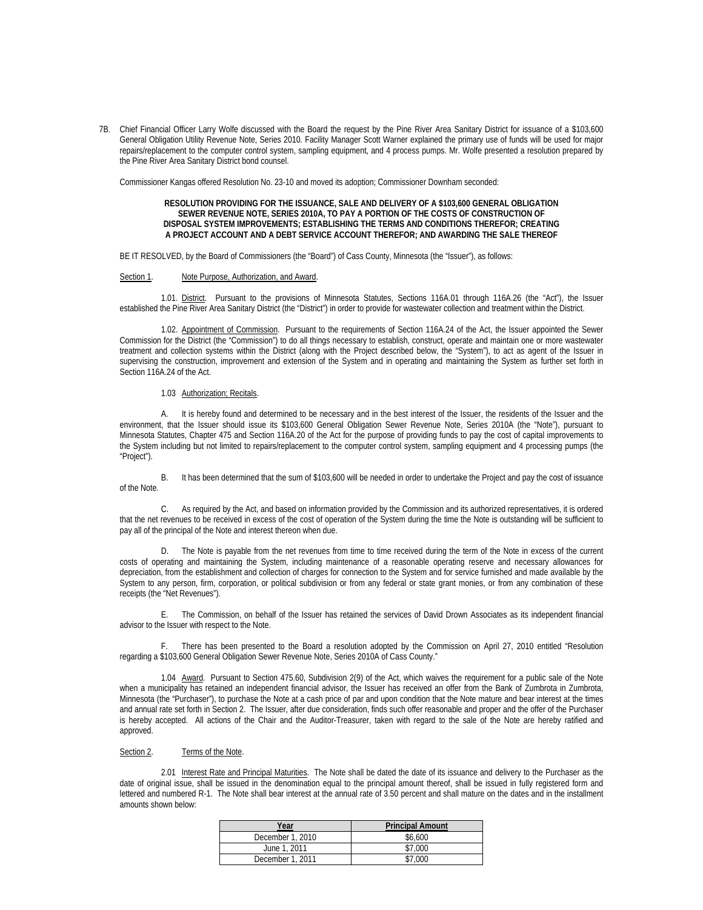7B. Chief Financial Officer Larry Wolfe discussed with the Board the request by the Pine River Area Sanitary District for issuance of a $103,600 General Obligation Utility Revenue Note, Series 2010. Facility Manager Scott Warner explained the primary use of funds will be used for major repairs/replacement to the computer control system, sampling equipment, and 4 process pumps. Mr. Wolfe presented a resolution prepared by the Pine River Area Sanitary District bond counsel.

Commissioner Kangas offered Resolution No. 23-10 and moved its adoption; Commissioner Downham seconded:

**RESOLUTION PROVIDING FOR THE ISSUANCE, SALE AND DELIVERY OF A $103,600 GENERAL OBLIGATION SEWER REVENUE NOTE, SERIES 2010A, TO PAY A PORTION OF THE COSTS OF CONSTRUCTION OF DISPOSAL SYSTEM IMPROVEMENTS; ESTABLISHING THE TERMS AND CONDITIONS THEREFOR; CREATING A PROJECT ACCOUNT AND A DEBT SERVICE ACCOUNT THEREFOR; AND AWARDING THE SALE THEREOF**

BE IT RESOLVED, by the Board of Commissioners (the "Board") of Cass County, Minnesota (the "Issuer"), as follows:

Section 1. Note Purpose, Authorization, and Award.

1.01. District. Pursuant to the provisions of Minnesota Statutes, Sections 116A.01 through 116A.26 (the "Act"), the Issuer established the Pine River Area Sanitary District (the "District") in order to provide for wastewater collection and treatment within the District.

1.02. Appointment of Commission. Pursuant to the requirements of Section 116A.24 of the Act, the Issuer appointed the Sewer Commission for the District (the "Commission") to do all things necessary to establish, construct, operate and maintain one or more wastewater treatment and collection systems within the District (along with the Project described below, the "System"), to act as agent of the Issuer in supervising the construction, improvement and extension of the System and in operating and maintaining the System as further set forth in Section 116A.24 of the Act.

1.03 Authorization; Recitals.

A. It is hereby found and determined to be necessary and in the best interest of the Issuer, the residents of the Issuer and the environment, that the Issuer should issue its $103,600 General Obligation Sewer Revenue Note, Series 2010A (the "Note"), pursuant to Minnesota Statutes, Chapter 475 and Section 116A.20 of the Act for the purpose of providing funds to pay the cost of capital improvements to the System including but not limited to repairs/replacement to the computer control system, sampling equipment and 4 processing pumps (the "Project").

B. It has been determined that the sum of $103,600 will be needed in order to undertake the Project and pay the cost of issuance of the Note.

C. As required by the Act, and based on information provided by the Commission and its authorized representatives, it is ordered that the net revenues to be received in excess of the cost of operation of the System during the time the Note is outstanding will be sufficient to pay all of the principal of the Note and interest thereon when due.

D. The Note is payable from the net revenues from time to time received during the term of the Note in excess of the current costs of operating and maintaining the System, including maintenance of a reasonable operating reserve and necessary allowances for depreciation, from the establishment and collection of charges for connection to the System and for service furnished and made available by the System to any person, firm, corporation, or political subdivision or from any federal or state grant monies, or from any combination of these receipts (the "Net Revenues").

E. The Commission, on behalf of the Issuer has retained the services of David Drown Associates as its independent financial advisor to the Issuer with respect to the Note.

F. There has been presented to the Board a resolution adopted by the Commission on April 27, 2010 entitled "Resolution regarding a $103,600 General Obligation Sewer Revenue Note, Series 2010A of Cass County."

1.04 Award. Pursuant to Section 475.60, Subdivision 2(9) of the Act, which waives the requirement for a public sale of the Note when a municipality has retained an independent financial advisor, the Issuer has received an offer from the Bank of Zumbrota in Zumbrota, Minnesota (the "Purchaser"), to purchase the Note at a cash price of par and upon condition that the Note mature and bear interest at the times and annual rate set forth in Section 2. The Issuer, after due consideration, finds such offer reasonable and proper and the offer of the Purchaser is hereby accepted. All actions of the Chair and the Auditor-Treasurer, taken with regard to the sale of the Note are hereby ratified and approved.

Section 2. Terms of the Note.

2.01 Interest Rate and Principal Maturities. The Note shall be dated the date of its issuance and delivery to the Purchaser as the date of original issue, shall be issued in the denomination equal to the principal amount thereof, shall be issued in fully registered form and lettered and numbered R-1. The Note shall bear interest at the annual rate of 3.50 percent and shall mature on the dates and in the installment amounts shown below:

| Year | Principal Amount |
|---|---|
| December 1, 2010 | $6,600 |
| June 1, 2011 | $7,000 |
| December 1, 2011 | $7,000 |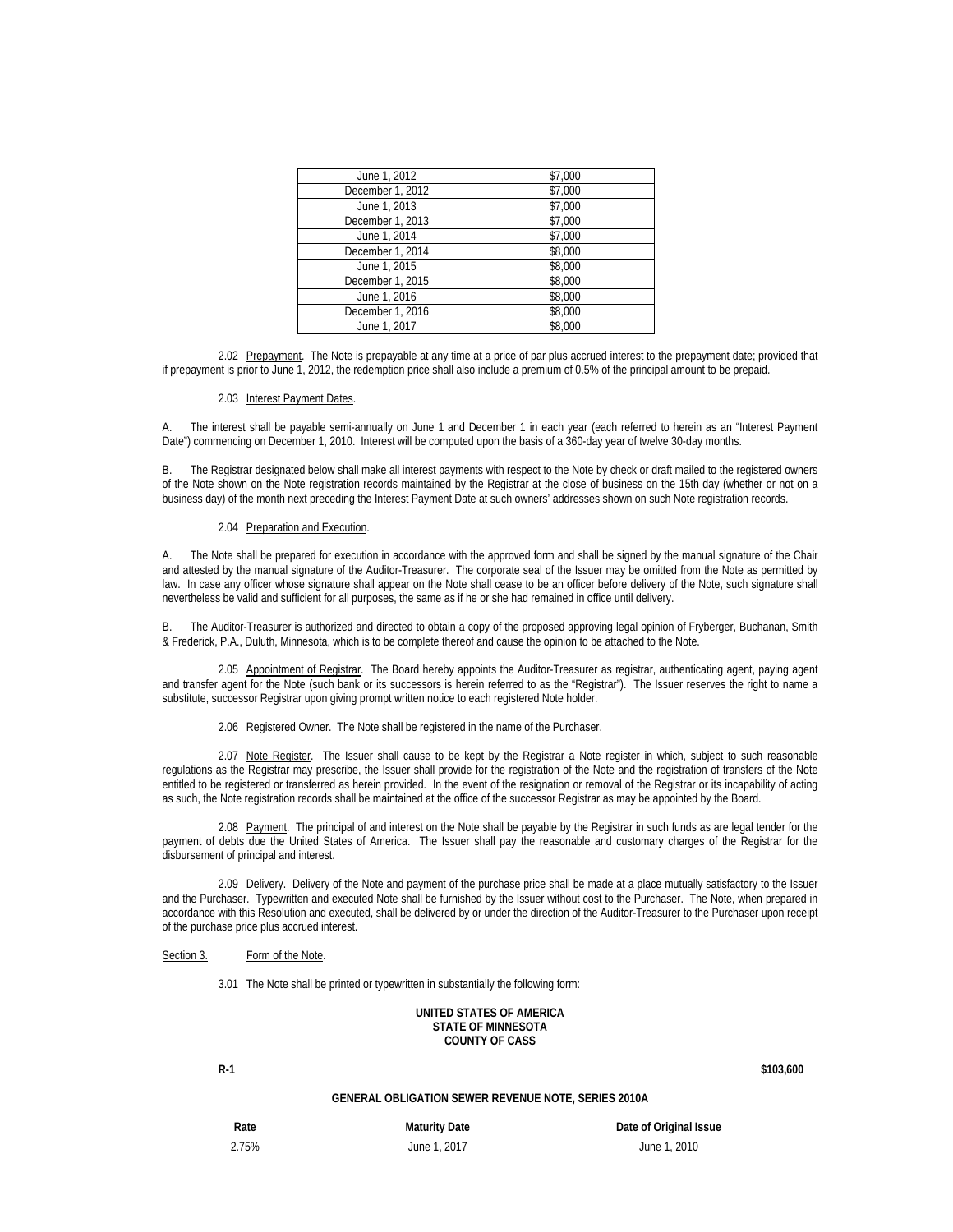| | |
|---|---|
| June 1, 2012 | $7,000 |
| December 1, 2012 | $7,000 |
| June 1, 2013 | $7,000 |
| December 1, 2013 | $7,000 |
| June 1, 2014 | $7,000 |
| December 1, 2014 | $8,000 |
| June 1, 2015 | $8,000 |
| December 1, 2015 | $8,000 |
| June 1, 2016 | $8,000 |
| December 1, 2016 | $8,000 |
| June 1, 2017 | $8,000 |

2.02 Prepayment. The Note is prepayable at any time at a price of par plus accrued interest to the prepayment date; provided that if prepayment is prior to June 1, 2012, the redemption price shall also include a premium of 0.5% of the principal amount to be prepaid.

2.03 Interest Payment Dates.

A. The interest shall be payable semi-annually on June 1 and December 1 in each year (each referred to herein as an "Interest Payment Date") commencing on December 1, 2010. Interest will be computed upon the basis of a 360-day year of twelve 30-day months.

B. The Registrar designated below shall make all interest payments with respect to the Note by check or draft mailed to the registered owners of the Note shown on the Note registration records maintained by the Registrar at the close of business on the 15th day (whether or not on a business day) of the month next preceding the Interest Payment Date at such owners' addresses shown on such Note registration records.

2.04 Preparation and Execution.

A. The Note shall be prepared for execution in accordance with the approved form and shall be signed by the manual signature of the Chair and attested by the manual signature of the Auditor-Treasurer. The corporate seal of the Issuer may be omitted from the Note as permitted by law. In case any officer whose signature shall appear on the Note shall cease to be an officer before delivery of the Note, such signature shall nevertheless be valid and sufficient for all purposes, the same as if he or she had remained in office until delivery.

B. The Auditor-Treasurer is authorized and directed to obtain a copy of the proposed approving legal opinion of Fryberger, Buchanan, Smith & Frederick, P.A., Duluth, Minnesota, which is to be complete thereof and cause the opinion to be attached to the Note.

2.05 Appointment of Registrar. The Board hereby appoints the Auditor-Treasurer as registrar, authenticating agent, paying agent and transfer agent for the Note (such bank or its successors is herein referred to as the "Registrar"). The Issuer reserves the right to name a substitute, successor Registrar upon giving prompt written notice to each registered Note holder.

2.06 Registered Owner. The Note shall be registered in the name of the Purchaser.

2.07 Note Register. The Issuer shall cause to be kept by the Registrar a Note register in which, subject to such reasonable regulations as the Registrar may prescribe, the Issuer shall provide for the registration of the Note and the registration of transfers of the Note entitled to be registered or transferred as herein provided. In the event of the resignation or removal of the Registrar or its incapability of acting as such, the Note registration records shall be maintained at the office of the successor Registrar as may be appointed by the Board.

2.08 Payment. The principal of and interest on the Note shall be payable by the Registrar in such funds as are legal tender for the payment of debts due the United States of America. The Issuer shall pay the reasonable and customary charges of the Registrar for the disbursement of principal and interest.

2.09 Delivery. Delivery of the Note and payment of the purchase price shall be made at a place mutually satisfactory to the Issuer and the Purchaser. Typewritten and executed Note shall be furnished by the Issuer without cost to the Purchaser. The Note, when prepared in accordance with this Resolution and executed, shall be delivered by or under the direction of the Auditor-Treasurer to the Purchaser upon receipt of the purchase price plus accrued interest.

Section 3. Form of the Note.

3.01 The Note shall be printed or typewritten in substantially the following form:

**UNITED STATES OF AMERICA**
**STATE OF MINNESOTA**
**COUNTY OF CASS**

**R-1** **$103,600**

**GENERAL OBLIGATION SEWER REVENUE NOTE, SERIES 2010A**

| Rate | Maturity Date | Date of Original Issue |
|---|---|---|
| 2.75% | June 1, 2017 | June 1, 2010 |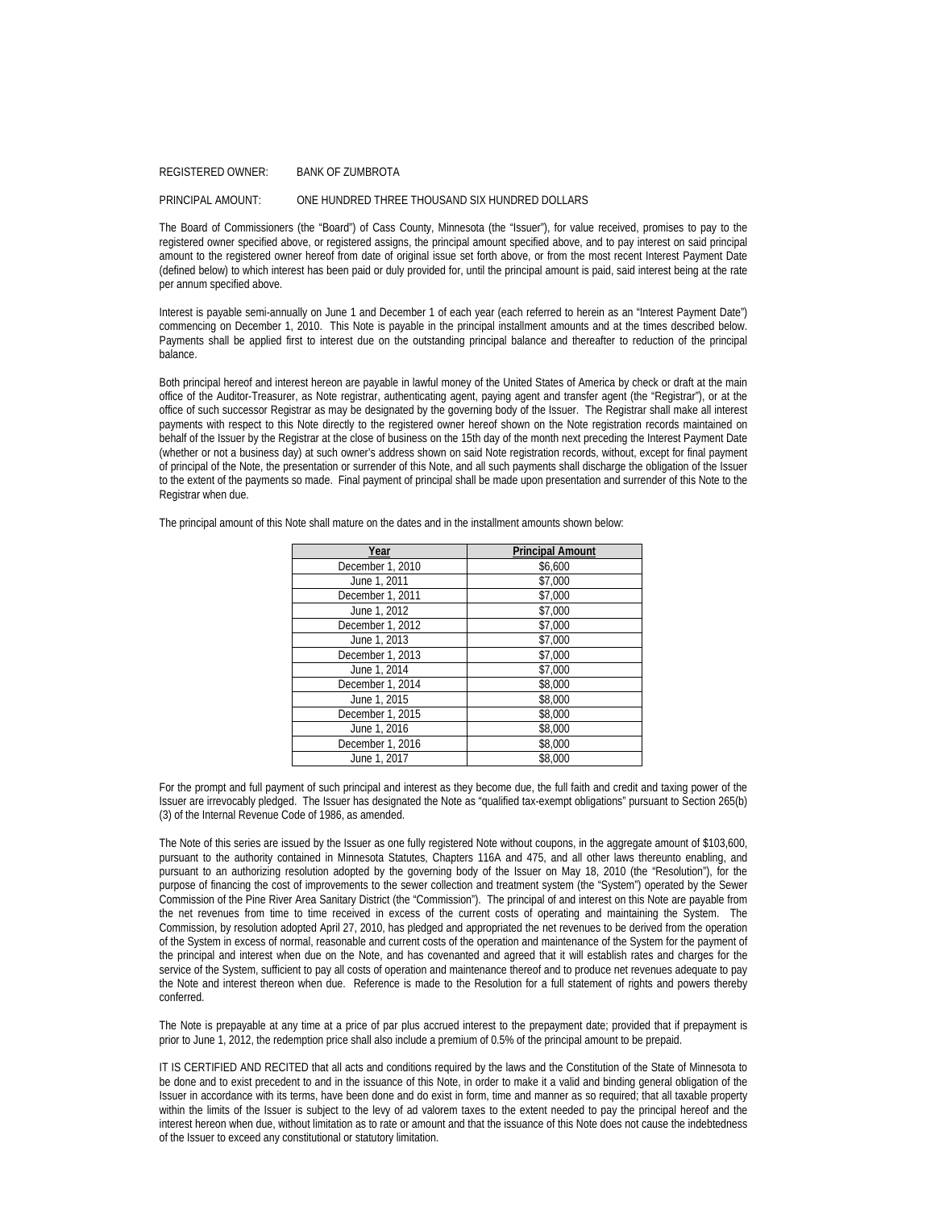REGISTERED OWNER: BANK OF ZUMBROTA

PRINCIPAL AMOUNT: ONE HUNDRED THREE THOUSAND SIX HUNDRED DOLLARS

The Board of Commissioners (the "Board") of Cass County, Minnesota (the "Issuer"), for value received, promises to pay to the registered owner specified above, or registered assigns, the principal amount specified above, and to pay interest on said principal amount to the registered owner hereof from date of original issue set forth above, or from the most recent Interest Payment Date (defined below) to which interest has been paid or duly provided for, until the principal amount is paid, said interest being at the rate per annum specified above.

Interest is payable semi-annually on June 1 and December 1 of each year (each referred to herein as an "Interest Payment Date") commencing on December 1, 2010. This Note is payable in the principal installment amounts and at the times described below. Payments shall be applied first to interest due on the outstanding principal balance and thereafter to reduction of the principal balance.

Both principal hereof and interest hereon are payable in lawful money of the United States of America by check or draft at the main office of the Auditor-Treasurer, as Note registrar, authenticating agent, paying agent and transfer agent (the "Registrar"), or at the office of such successor Registrar as may be designated by the governing body of the Issuer. The Registrar shall make all interest payments with respect to this Note directly to the registered owner hereof shown on the Note registration records maintained on behalf of the Issuer by the Registrar at the close of business on the 15th day of the month next preceding the Interest Payment Date (whether or not a business day) at such owner's address shown on said Note registration records, without, except for final payment of principal of the Note, the presentation or surrender of this Note, and all such payments shall discharge the obligation of the Issuer to the extent of the payments so made. Final payment of principal shall be made upon presentation and surrender of this Note to the Registrar when due.

The principal amount of this Note shall mature on the dates and in the installment amounts shown below:

| Year | Principal Amount |
|---|---|
| December 1, 2010 | $6,600 |
| June 1, 2011 | $7,000 |
| December 1, 2011 | $7,000 |
| June 1, 2012 | $7,000 |
| December 1, 2012 | $7,000 |
| June 1, 2013 | $7,000 |
| December 1, 2013 | $7,000 |
| June 1, 2014 | $7,000 |
| December 1, 2014 | $8,000 |
| June 1, 2015 | $8,000 |
| December 1, 2015 | $8,000 |
| June 1, 2016 | $8,000 |
| December 1, 2016 | $8,000 |
| June 1, 2017 | $8,000 |

For the prompt and full payment of such principal and interest as they become due, the full faith and credit and taxing power of the Issuer are irrevocably pledged. The Issuer has designated the Note as "qualified tax-exempt obligations" pursuant to Section 265(b)(3) of the Internal Revenue Code of 1986, as amended.

The Note of this series are issued by the Issuer as one fully registered Note without coupons, in the aggregate amount of $103,600, pursuant to the authority contained in Minnesota Statutes, Chapters 116A and 475, and all other laws thereunto enabling, and pursuant to an authorizing resolution adopted by the governing body of the Issuer on May 18, 2010 (the "Resolution"), for the purpose of financing the cost of improvements to the sewer collection and treatment system (the "System") operated by the Sewer Commission of the Pine River Area Sanitary District (the "Commission"). The principal of and interest on this Note are payable from the net revenues from time to time received in excess of the current costs of operating and maintaining the System. The Commission, by resolution adopted April 27, 2010, has pledged and appropriated the net revenues to be derived from the operation of the System in excess of normal, reasonable and current costs of the operation and maintenance of the System for the payment of the principal and interest when due on the Note, and has covenanted and agreed that it will establish rates and charges for the service of the System, sufficient to pay all costs of operation and maintenance thereof and to produce net revenues adequate to pay the Note and interest thereon when due. Reference is made to the Resolution for a full statement of rights and powers thereby conferred.

The Note is prepayable at any time at a price of par plus accrued interest to the prepayment date; provided that if prepayment is prior to June 1, 2012, the redemption price shall also include a premium of 0.5% of the principal amount to be prepaid.

IT IS CERTIFIED AND RECITED that all acts and conditions required by the laws and the Constitution of the State of Minnesota to be done and to exist precedent to and in the issuance of this Note, in order to make it a valid and binding general obligation of the Issuer in accordance with its terms, have been done and do exist in form, time and manner as so required; that all taxable property within the limits of the Issuer is subject to the levy of ad valorem taxes to the extent needed to pay the principal hereof and the interest hereon when due, without limitation as to rate or amount and that the issuance of this Note does not cause the indebtedness of the Issuer to exceed any constitutional or statutory limitation.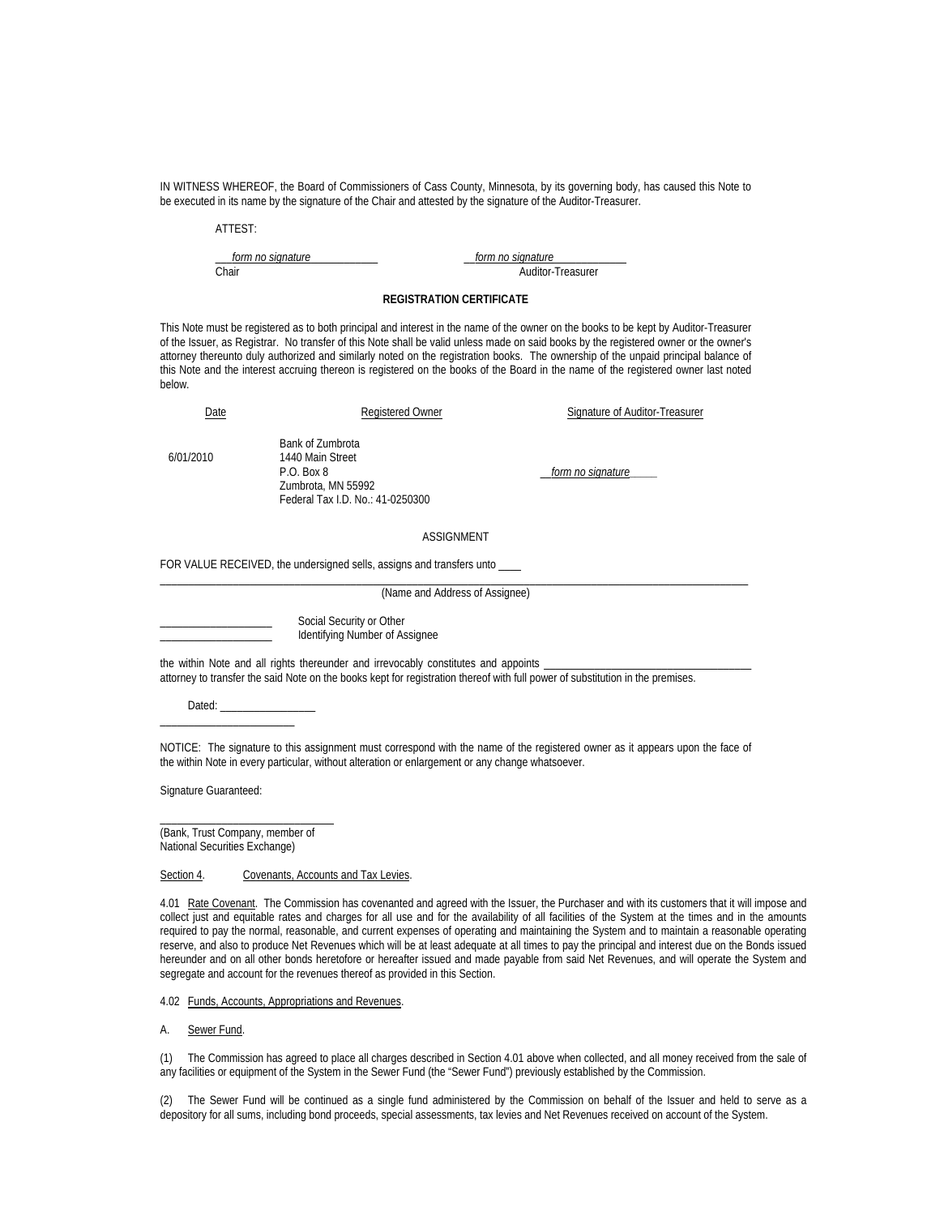IN WITNESS WHEREOF, the Board of Commissioners of Cass County, Minnesota, by its governing body, has caused this Note to be executed in its name by the signature of the Chair and attested by the signature of the Auditor-Treasurer.

ATTEST:

| | |
|---|---|
| *form no signature* | *form no signature* |
| Chair | Auditor-Treasurer |

**REGISTRATION CERTIFICATE**

This Note must be registered as to both principal and interest in the name of the owner on the books to be kept by Auditor-Treasurer of the Issuer, as Registrar. No transfer of this Note shall be valid unless made on said books by the registered owner or the owner's attorney thereunto duly authorized and similarly noted on the registration books. The ownership of the unpaid principal balance of this Note and the interest accruing thereon is registered on the books of the Board in the name of the registered owner last noted below.

| Date | Registered Owner | Signature of Auditor-Treasurer |
|---|---|---|
| 6/01/2010 | Bank of Zumbrota<br>1440 Main Street<br>P.O. Box 8<br>Zumbrota, MN 55992<br>Federal Tax I.D. No.: 41-0250300 | *form no signature* |

ASSIGNMENT

FOR VALUE RECEIVED, the undersigned sells, assigns and transfers unto ____

_______________________________________________________________
(Name and Address of Assignee)

____________________ Social Security or Other
____________________ Identifying Number of Assignee

the within Note and all rights thereunder and irrevocably constitutes and appoints ____________________________________ attorney to transfer the said Note on the books kept for registration thereof with full power of substitution in the premises.

Dated: _________________

________________________

NOTICE: The signature to this assignment must correspond with the name of the registered owner as it appears upon the face of the within Note in every particular, without alteration or enlargement or any change whatsoever.

Signature Guaranteed:

______________________________
(Bank, Trust Company, member of
National Securities Exchange)

Section 4. Covenants, Accounts and Tax Levies.

4.01 Rate Covenant. The Commission has covenanted and agreed with the Issuer, the Purchaser and with its customers that it will impose and collect just and equitable rates and charges for all use and for the availability of all facilities of the System at the times and in the amounts required to pay the normal, reasonable, and current expenses of operating and maintaining the System and to maintain a reasonable operating reserve, and also to produce Net Revenues which will be at least adequate at all times to pay the principal and interest due on the Bonds issued hereunder and on all other bonds heretofore or hereafter issued and made payable from said Net Revenues, and will operate the System and segregate and account for the revenues thereof as provided in this Section.

4.02 Funds, Accounts, Appropriations and Revenues.

A. Sewer Fund.

(1) The Commission has agreed to place all charges described in Section 4.01 above when collected, and all money received from the sale of any facilities or equipment of the System in the Sewer Fund (the "Sewer Fund") previously established by the Commission.

(2) The Sewer Fund will be continued as a single fund administered by the Commission on behalf of the Issuer and held to serve as a depository for all sums, including bond proceeds, special assessments, tax levies and Net Revenues received on account of the System.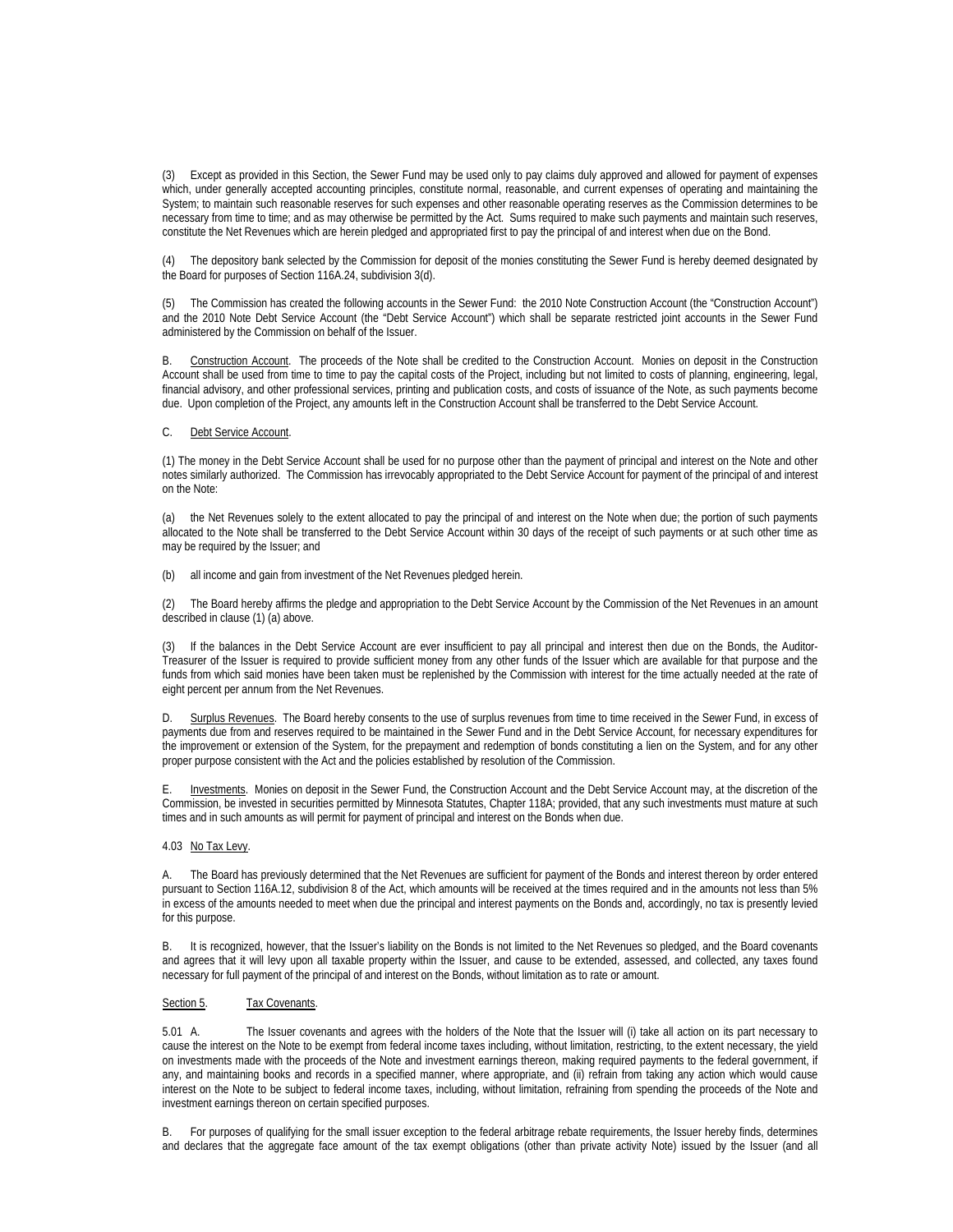(3) Except as provided in this Section, the Sewer Fund may be used only to pay claims duly approved and allowed for payment of expenses which, under generally accepted accounting principles, constitute normal, reasonable, and current expenses of operating and maintaining the System; to maintain such reasonable reserves for such expenses and other reasonable operating reserves as the Commission determines to be necessary from time to time; and as may otherwise be permitted by the Act. Sums required to make such payments and maintain such reserves, constitute the Net Revenues which are herein pledged and appropriated first to pay the principal of and interest when due on the Bond.

(4) The depository bank selected by the Commission for deposit of the monies constituting the Sewer Fund is hereby deemed designated by the Board for purposes of Section 116A.24, subdivision 3(d).

(5) The Commission has created the following accounts in the Sewer Fund: the 2010 Note Construction Account (the "Construction Account") and the 2010 Note Debt Service Account (the "Debt Service Account") which shall be separate restricted joint accounts in the Sewer Fund administered by the Commission on behalf of the Issuer.

B. Construction Account. The proceeds of the Note shall be credited to the Construction Account. Monies on deposit in the Construction Account shall be used from time to time to pay the capital costs of the Project, including but not limited to costs of planning, engineering, legal, financial advisory, and other professional services, printing and publication costs, and costs of issuance of the Note, as such payments become due. Upon completion of the Project, any amounts left in the Construction Account shall be transferred to the Debt Service Account.

C. Debt Service Account.

(1) The money in the Debt Service Account shall be used for no purpose other than the payment of principal and interest on the Note and other notes similarly authorized. The Commission has irrevocably appropriated to the Debt Service Account for payment of the principal of and interest on the Note:

(a) the Net Revenues solely to the extent allocated to pay the principal of and interest on the Note when due; the portion of such payments allocated to the Note shall be transferred to the Debt Service Account within 30 days of the receipt of such payments or at such other time as may be required by the Issuer; and

(b) all income and gain from investment of the Net Revenues pledged herein.

(2) The Board hereby affirms the pledge and appropriation to the Debt Service Account by the Commission of the Net Revenues in an amount described in clause (1) (a) above.

(3) If the balances in the Debt Service Account are ever insufficient to pay all principal and interest then due on the Bonds, the Auditor-Treasurer of the Issuer is required to provide sufficient money from any other funds of the Issuer which are available for that purpose and the funds from which said monies have been taken must be replenished by the Commission with interest for the time actually needed at the rate of eight percent per annum from the Net Revenues.

D. Surplus Revenues. The Board hereby consents to the use of surplus revenues from time to time received in the Sewer Fund, in excess of payments due from and reserves required to be maintained in the Sewer Fund and in the Debt Service Account, for necessary expenditures for the improvement or extension of the System, for the prepayment and redemption of bonds constituting a lien on the System, and for any other proper purpose consistent with the Act and the policies established by resolution of the Commission.

E. Investments. Monies on deposit in the Sewer Fund, the Construction Account and the Debt Service Account may, at the discretion of the Commission, be invested in securities permitted by Minnesota Statutes, Chapter 118A; provided, that any such investments must mature at such times and in such amounts as will permit for payment of principal and interest on the Bonds when due.

4.03 No Tax Levy.

A. The Board has previously determined that the Net Revenues are sufficient for payment of the Bonds and interest thereon by order entered pursuant to Section 116A.12, subdivision 8 of the Act, which amounts will be received at the times required and in the amounts not less than 5% in excess of the amounts needed to meet when due the principal and interest payments on the Bonds and, accordingly, no tax is presently levied for this purpose.

B. It is recognized, however, that the Issuer's liability on the Bonds is not limited to the Net Revenues so pledged, and the Board covenants and agrees that it will levy upon all taxable property within the Issuer, and cause to be extended, assessed, and collected, any taxes found necessary for full payment of the principal of and interest on the Bonds, without limitation as to rate or amount.

Section 5. Tax Covenants.

5.01 A. The Issuer covenants and agrees with the holders of the Note that the Issuer will (i) take all action on its part necessary to cause the interest on the Note to be exempt from federal income taxes including, without limitation, restricting, to the extent necessary, the yield on investments made with the proceeds of the Note and investment earnings thereon, making required payments to the federal government, if any, and maintaining books and records in a specified manner, where appropriate, and (ii) refrain from taking any action which would cause interest on the Note to be subject to federal income taxes, including, without limitation, refraining from spending the proceeds of the Note and investment earnings thereon on certain specified purposes.

B. For purposes of qualifying for the small issuer exception to the federal arbitrage rebate requirements, the Issuer hereby finds, determines and declares that the aggregate face amount of the tax exempt obligations (other than private activity Note) issued by the Issuer (and all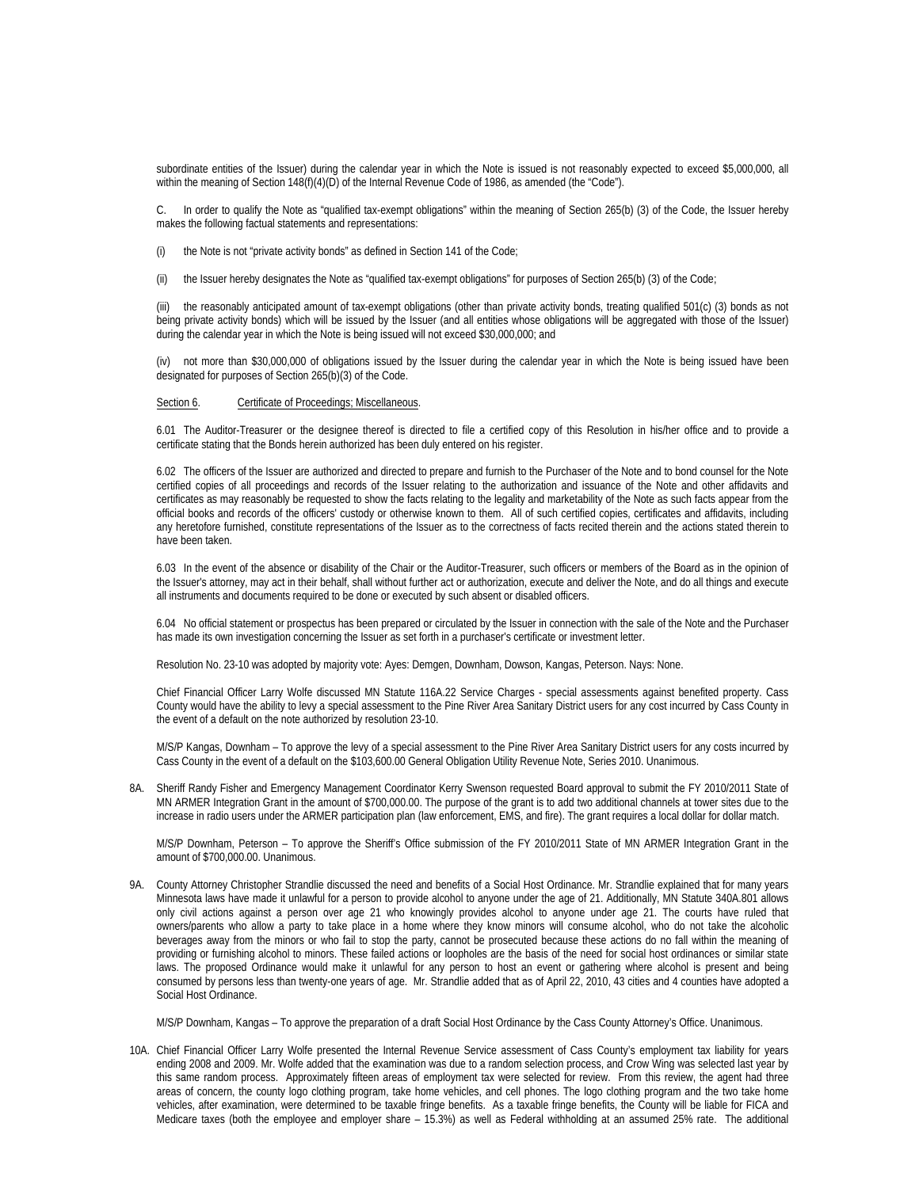subordinate entities of the Issuer) during the calendar year in which the Note is issued is not reasonably expected to exceed $5,000,000, all within the meaning of Section 148(f)(4)(D) of the Internal Revenue Code of 1986, as amended (the "Code").

C. In order to qualify the Note as "qualified tax-exempt obligations" within the meaning of Section 265(b) (3) of the Code, the Issuer hereby makes the following factual statements and representations:

(i) the Note is not "private activity bonds" as defined in Section 141 of the Code;

(ii) the Issuer hereby designates the Note as "qualified tax-exempt obligations" for purposes of Section 265(b) (3) of the Code;

(iii) the reasonably anticipated amount of tax-exempt obligations (other than private activity bonds, treating qualified 501(c) (3) bonds as not being private activity bonds) which will be issued by the Issuer (and all entities whose obligations will be aggregated with those of the Issuer) during the calendar year in which the Note is being issued will not exceed $30,000,000; and

(iv) not more than $30,000,000 of obligations issued by the Issuer during the calendar year in which the Note is being issued have been designated for purposes of Section 265(b)(3) of the Code.

Section 6. Certificate of Proceedings; Miscellaneous.

6.01 The Auditor-Treasurer or the designee thereof is directed to file a certified copy of this Resolution in his/her office and to provide a certificate stating that the Bonds herein authorized has been duly entered on his register.

6.02 The officers of the Issuer are authorized and directed to prepare and furnish to the Purchaser of the Note and to bond counsel for the Note certified copies of all proceedings and records of the Issuer relating to the authorization and issuance of the Note and other affidavits and certificates as may reasonably be requested to show the facts relating to the legality and marketability of the Note as such facts appear from the official books and records of the officers' custody or otherwise known to them. All of such certified copies, certificates and affidavits, including any heretofore furnished, constitute representations of the Issuer as to the correctness of facts recited therein and the actions stated therein to have been taken.

6.03 In the event of the absence or disability of the Chair or the Auditor-Treasurer, such officers or members of the Board as in the opinion of the Issuer's attorney, may act in their behalf, shall without further act or authorization, execute and deliver the Note, and do all things and execute all instruments and documents required to be done or executed by such absent or disabled officers.

6.04 No official statement or prospectus has been prepared or circulated by the Issuer in connection with the sale of the Note and the Purchaser has made its own investigation concerning the Issuer as set forth in a purchaser's certificate or investment letter.

Resolution No. 23-10 was adopted by majority vote: Ayes: Demgen, Downham, Dowson, Kangas, Peterson. Nays: None.

Chief Financial Officer Larry Wolfe discussed MN Statute 116A.22 Service Charges - special assessments against benefited property. Cass County would have the ability to levy a special assessment to the Pine River Area Sanitary District users for any cost incurred by Cass County in the event of a default on the note authorized by resolution 23-10.

M/S/P Kangas, Downham – To approve the levy of a special assessment to the Pine River Area Sanitary District users for any costs incurred by Cass County in the event of a default on the $103,600.00 General Obligation Utility Revenue Note, Series 2010. Unanimous.

8A. Sheriff Randy Fisher and Emergency Management Coordinator Kerry Swenson requested Board approval to submit the FY 2010/2011 State of MN ARMER Integration Grant in the amount of $700,000.00. The purpose of the grant is to add two additional channels at tower sites due to the increase in radio users under the ARMER participation plan (law enforcement, EMS, and fire). The grant requires a local dollar for dollar match.

M/S/P Downham, Peterson – To approve the Sheriff's Office submission of the FY 2010/2011 State of MN ARMER Integration Grant in the amount of $700,000.00. Unanimous.

9A. County Attorney Christopher Strandlie discussed the need and benefits of a Social Host Ordinance. Mr. Strandlie explained that for many years Minnesota laws have made it unlawful for a person to provide alcohol to anyone under the age of 21. Additionally, MN Statute 340A.801 allows only civil actions against a person over age 21 who knowingly provides alcohol to anyone under age 21. The courts have ruled that owners/parents who allow a party to take place in a home where they know minors will consume alcohol, who do not take the alcoholic beverages away from the minors or who fail to stop the party, cannot be prosecuted because these actions do no fall within the meaning of providing or furnishing alcohol to minors. These failed actions or loopholes are the basis of the need for social host ordinances or similar state laws. The proposed Ordinance would make it unlawful for any person to host an event or gathering where alcohol is present and being consumed by persons less than twenty-one years of age. Mr. Strandlie added that as of April 22, 2010, 43 cities and 4 counties have adopted a Social Host Ordinance.

M/S/P Downham, Kangas – To approve the preparation of a draft Social Host Ordinance by the Cass County Attorney's Office. Unanimous.

10A. Chief Financial Officer Larry Wolfe presented the Internal Revenue Service assessment of Cass County's employment tax liability for years ending 2008 and 2009. Mr. Wolfe added that the examination was due to a random selection process, and Crow Wing was selected last year by this same random process. Approximately fifteen areas of employment tax were selected for review. From this review, the agent had three areas of concern, the county logo clothing program, take home vehicles, and cell phones. The logo clothing program and the two take home vehicles, after examination, were determined to be taxable fringe benefits. As a taxable fringe benefits, the County will be liable for FICA and Medicare taxes (both the employee and employer share – 15.3%) as well as Federal withholding at an assumed 25% rate. The additional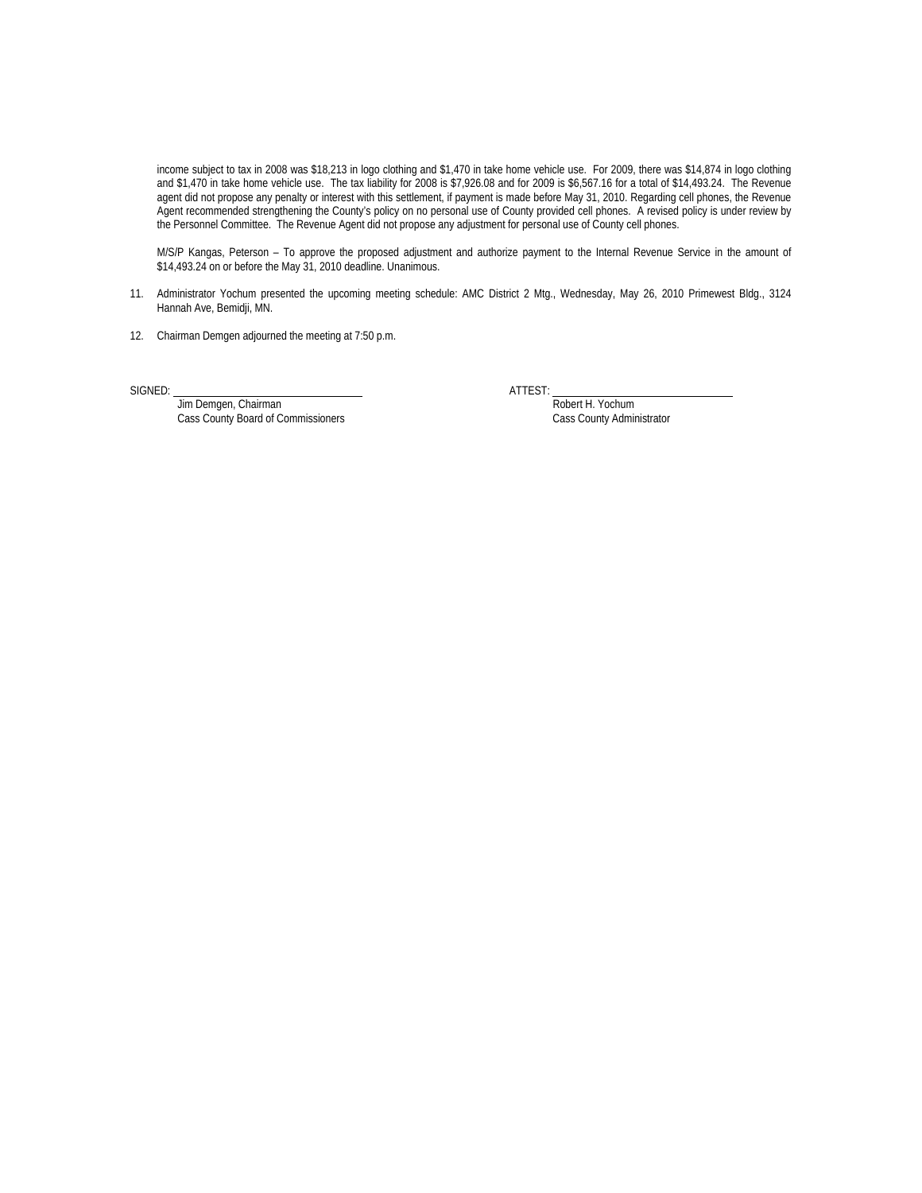income subject to tax in 2008 was $18,213 in logo clothing and $1,470 in take home vehicle use. For 2009, there was $14,874 in logo clothing and $1,470 in take home vehicle use. The tax liability for 2008 is $7,926.08 and for 2009 is $6,567.16 for a total of $14,493.24. The Revenue agent did not propose any penalty or interest with this settlement, if payment is made before May 31, 2010. Regarding cell phones, the Revenue Agent recommended strengthening the County's policy on no personal use of County provided cell phones. A revised policy is under review by the Personnel Committee. The Revenue Agent did not propose any adjustment for personal use of County cell phones.

M/S/P Kangas, Peterson – To approve the proposed adjustment and authorize payment to the Internal Revenue Service in the amount of $14,493.24 on or before the May 31, 2010 deadline. Unanimous.

11. Administrator Yochum presented the upcoming meeting schedule: AMC District 2 Mtg., Wednesday, May 26, 2010 Primewest Bldg., 3124 Hannah Ave, Bemidji, MN.

12. Chairman Demgen adjourned the meeting at 7:50 p.m.

SIGNED: ______________________________
Jim Demgen, Chairman
Cass County Board of Commissioners

ATTEST: ______________________________
Robert H. Yochum
Cass County Administrator